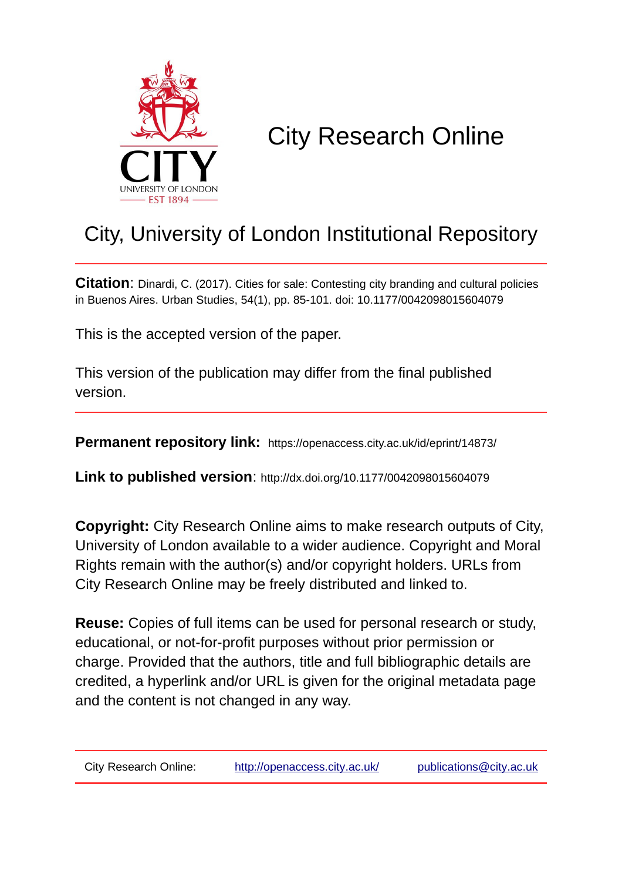# City Research Online

## City, University of London Institutional Repository

**Citation**: Dinardi, C. (2017). Cities for sale: Contesting city branding and cultural policies in Buenos Aires. Urban Studies, 54(1), pp. 85-101. doi: 10.1177/0042098015604079

This is the accepted version of the paper.

This version of the publication may differ from the final published version.

**Permanent repository link:** https://openaccess.city.ac.uk/id/eprint/14873/

**Link to published version**: http://dx.doi.org/10.1177/0042098015604079

**Copyright:** City Research Online aims to make research outputs of City, University of London available to a wider audience. Copyright and Moral Rights remain with the author(s) and/or copyright holders. URLs from City Research Online may be freely distributed and linked to.

**Reuse:** Copies of full items can be used for personal research or study, educational, or not-for-profit purposes without prior permission or charge. Provided that the authors, title and full bibliographic details are credited, a hyperlink and/or URL is given for the original metadata page and the content is not changed in any way.

City Research Online: http://openaccess.city.ac.uk/ publications@city.ac.uk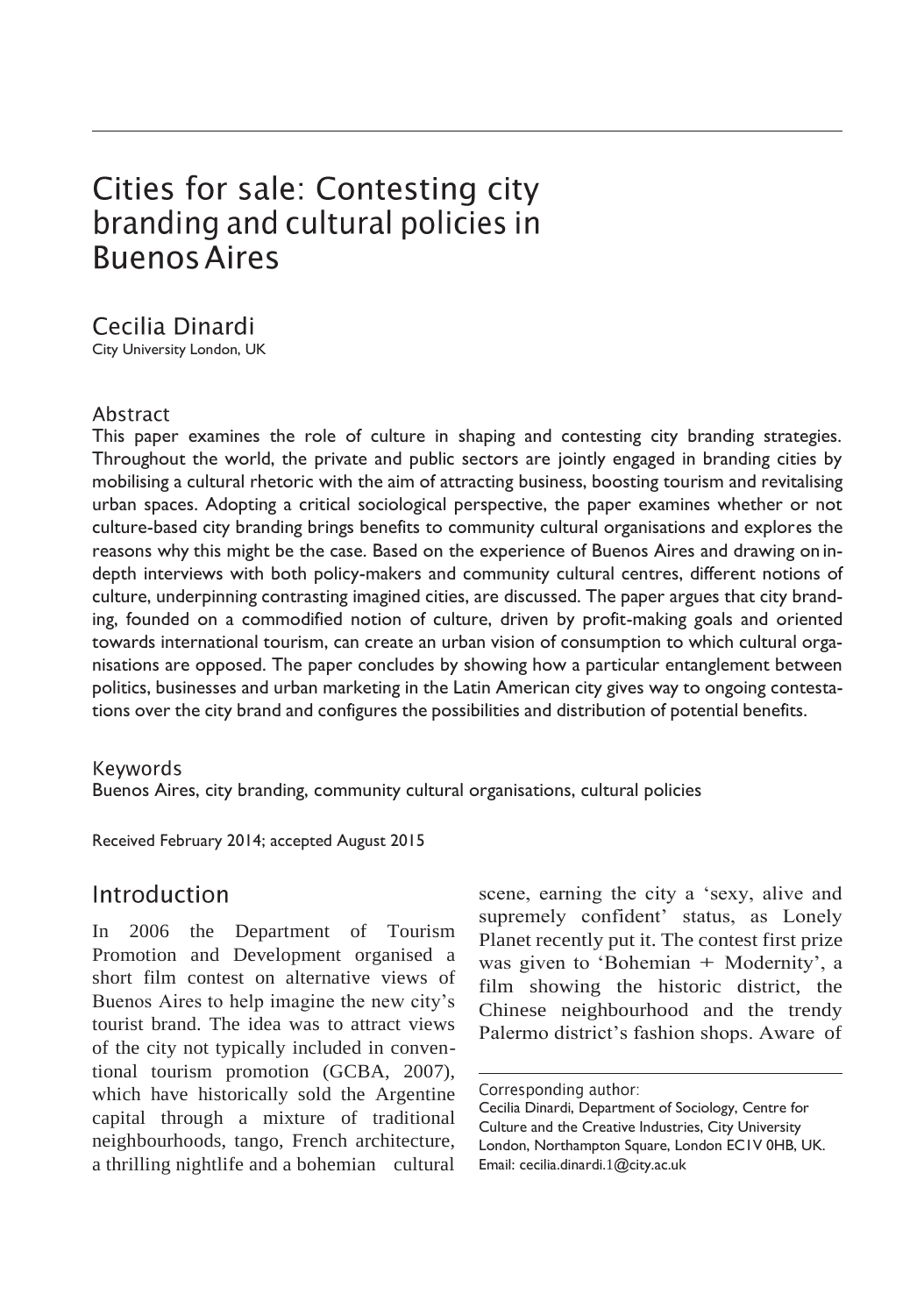# Cities for sale: Contesting city branding and cultural policies in Buenos Aires

Cecilia Dinardi
City University London, UK

## Abstract

This paper examines the role of culture in shaping and contesting city branding strategies. Throughout the world, the private and public sectors are jointly engaged in branding cities by mobilising a cultural rhetoric with the aim of attracting business, boosting tourism and revitalising urban spaces. Adopting a critical sociological perspective, the paper examines whether or not culture-based city branding brings benefits to community cultural organisations and explores the reasons why this might be the case. Based on the experience of Buenos Aires and drawing on in-depth interviews with both policy-makers and community cultural centres, different notions of culture, underpinning contrasting imagined cities, are discussed. The paper argues that city branding, founded on a commodified notion of culture, driven by profit-making goals and oriented towards international tourism, can create an urban vision of consumption to which cultural organisations are opposed. The paper concludes by showing how a particular entanglement between politics, businesses and urban marketing in the Latin American city gives way to ongoing contestations over the city brand and configures the possibilities and distribution of potential benefits.

## Keywords

Buenos Aires, city branding, community cultural organisations, cultural policies

Received February 2014; accepted August 2015

## Introduction

In 2006 the Department of Tourism Promotion and Development organised a short film contest on alternative views of Buenos Aires to help imagine the new city's tourist brand. The idea was to attract views of the city not typically included in conventional tourism promotion (GCBA, 2007), which have historically sold the Argentine capital through a mixture of traditional neighbourhoods, tango, French architecture, a thrilling nightlife and a bohemian cultural scene, earning the city a 'sexy, alive and supremely confident' status, as Lonely Planet recently put it. The contest first prize was given to 'Bohemian + Modernity', a film showing the historic district, the Chinese neighbourhood and the trendy Palermo district's fashion shops. Aware of

Corresponding author:
Cecilia Dinardi, Department of Sociology, Centre for Culture and the Creative Industries, City University London, Northampton Square, London EC1V 0HB, UK.
Email: cecilia.dinardi.1@city.ac.uk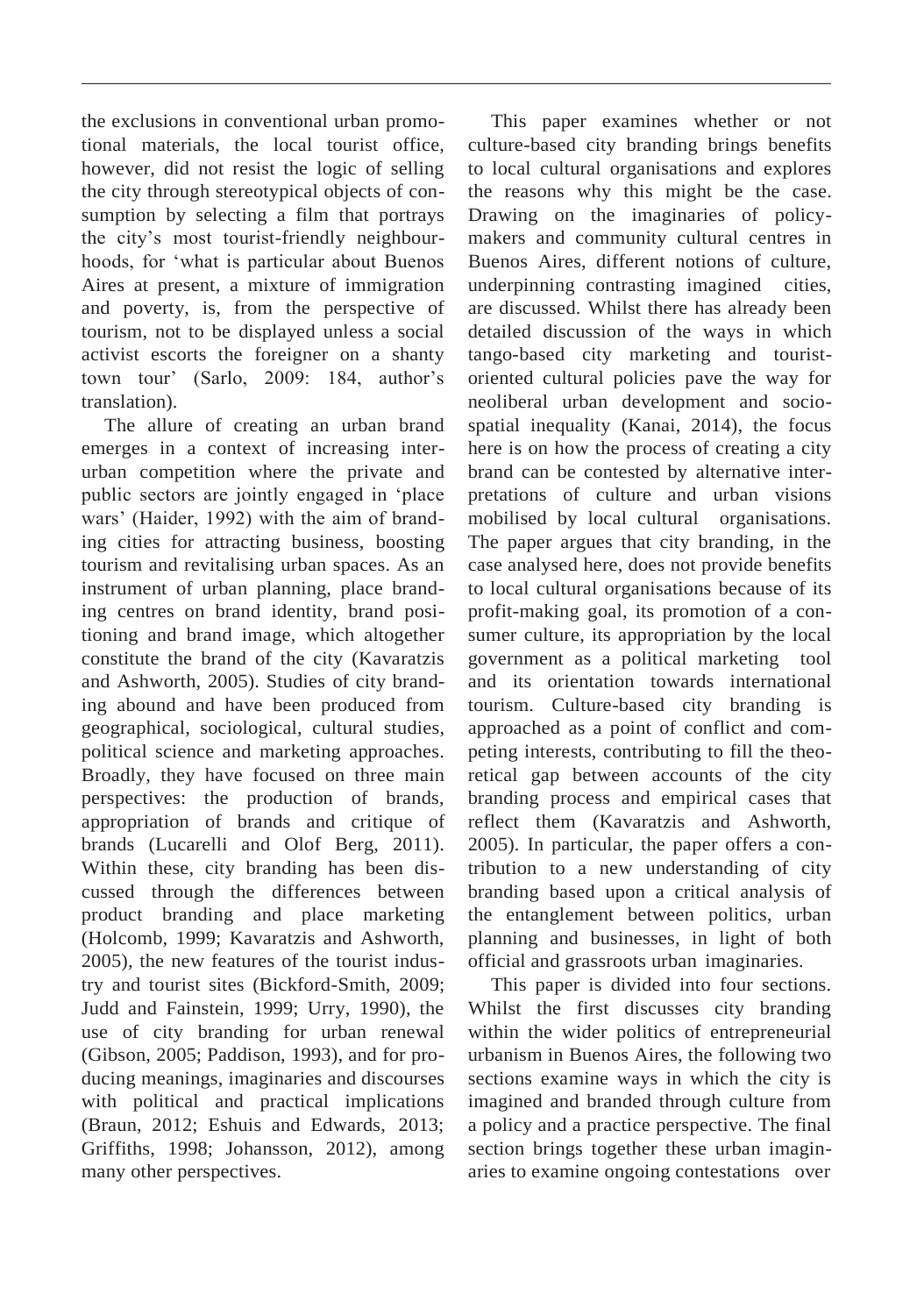the exclusions in conventional urban promotional materials, the local tourist office, however, did not resist the logic of selling the city through stereotypical objects of consumption by selecting a film that portrays the city's most tourist-friendly neighbourhoods, for 'what is particular about Buenos Aires at present, a mixture of immigration and poverty, is, from the perspective of tourism, not to be displayed unless a social activist escorts the foreigner on a shanty town tour' (Sarlo, 2009: 184, author's translation).

The allure of creating an urban brand emerges in a context of increasing interurban competition where the private and public sectors are jointly engaged in 'place wars' (Haider, 1992) with the aim of branding cities for attracting business, boosting tourism and revitalising urban spaces. As an instrument of urban planning, place branding centres on brand identity, brand positioning and brand image, which altogether constitute the brand of the city (Kavaratzis and Ashworth, 2005). Studies of city branding abound and have been produced from geographical, sociological, cultural studies, political science and marketing approaches. Broadly, they have focused on three main perspectives: the production of brands, appropriation of brands and critique of brands (Lucarelli and Olof Berg, 2011). Within these, city branding has been discussed through the differences between product branding and place marketing (Holcomb, 1999; Kavaratzis and Ashworth, 2005), the new features of the tourist industry and tourist sites (Bickford-Smith, 2009; Judd and Fainstein, 1999; Urry, 1990), the use of city branding for urban renewal (Gibson, 2005; Paddison, 1993), and for producing meanings, imaginaries and discourses with political and practical implications (Braun, 2012; Eshuis and Edwards, 2013; Griffiths, 1998; Johansson, 2012), among many other perspectives.

This paper examines whether or not culture-based city branding brings benefits to local cultural organisations and explores the reasons why this might be the case. Drawing on the imaginaries of policymakers and community cultural centres in Buenos Aires, different notions of culture, underpinning contrasting imagined cities, are discussed. Whilst there has already been detailed discussion of the ways in which tango-based city marketing and tourist-oriented cultural policies pave the way for neoliberal urban development and socio-spatial inequality (Kanai, 2014), the focus here is on how the process of creating a city brand can be contested by alternative interpretations of culture and urban visions mobilised by local cultural organisations. The paper argues that city branding, in the case analysed here, does not provide benefits to local cultural organisations because of its profit-making goal, its promotion of a consumer culture, its appropriation by the local government as a political marketing tool and its orientation towards international tourism. Culture-based city branding is approached as a point of conflict and competing interests, contributing to fill the theoretical gap between accounts of the city branding process and empirical cases that reflect them (Kavaratzis and Ashworth, 2005). In particular, the paper offers a contribution to a new understanding of city branding based upon a critical analysis of the entanglement between politics, urban planning and businesses, in light of both official and grassroots urban imaginaries.

This paper is divided into four sections. Whilst the first discusses city branding within the wider politics of entrepreneurial urbanism in Buenos Aires, the following two sections examine ways in which the city is imagined and branded through culture from a policy and a practice perspective. The final section brings together these urban imaginaries to examine ongoing contestations over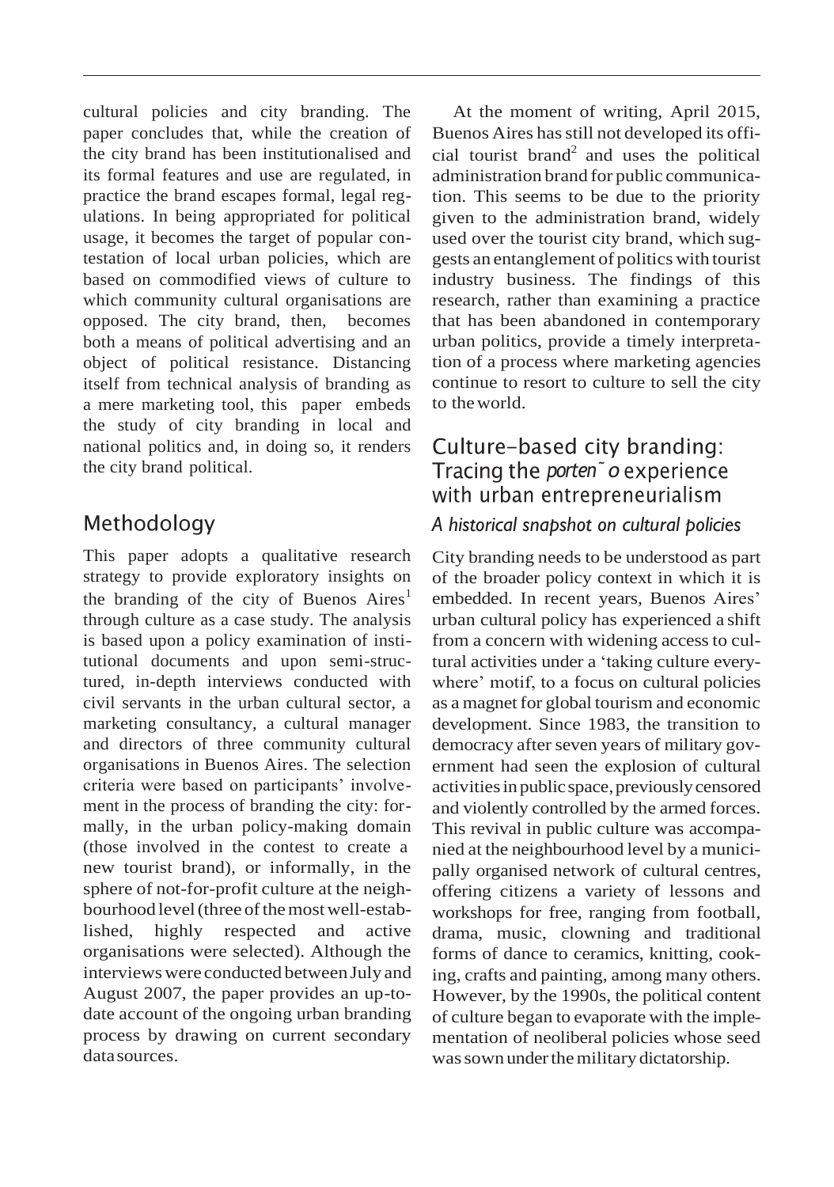cultural policies and city branding. The paper concludes that, while the creation of the city brand has been institutionalised and its formal features and use are regulated, in practice the brand escapes formal, legal regulations. In being appropriated for political usage, it becomes the target of popular contestation of local urban policies, which are based on commodified views of culture to which community cultural organisations are opposed. The city brand, then, becomes both a means of political advertising and an object of political resistance. Distancing itself from technical analysis of branding as a mere marketing tool, this paper embeds the study of city branding in local and national politics and, in doing so, it renders the city brand political.

## Methodology

This paper adopts a qualitative research strategy to provide exploratory insights on the branding of the city of Buenos Aires[1] through culture as a case study. The analysis is based upon a policy examination of institutional documents and upon semi-structured, in-depth interviews conducted with civil servants in the urban cultural sector, a marketing consultancy, a cultural manager and directors of three community cultural organisations in Buenos Aires. The selection criteria were based on participants' involvement in the process of branding the city: formally, in the urban policy-making domain (those involved in the contest to create a new tourist brand), or informally, in the sphere of not-for-profit culture at the neighbourhood level (three of the most well-established, highly respected and active organisations were selected). Although the interviews were conducted between July and August 2007, the paper provides an up-to-date account of the ongoing urban branding process by drawing on current secondary data sources.

At the moment of writing, April 2015, Buenos Aires has still not developed its official tourist brand[2] and uses the political administration brand for public communication. This seems to be due to the priority given to the administration brand, widely used over the tourist city brand, which suggests an entanglement of politics with tourist industry business. The findings of this research, rather than examining a practice that has been abandoned in contemporary urban politics, provide a timely interpretation of a process where marketing agencies continue to resort to culture to sell the city to the world.

## Culture-based city branding: Tracing the *porteño* experience with urban entrepreneurialism

### *A historical snapshot on cultural policies*

City branding needs to be understood as part of the broader policy context in which it is embedded. In recent years, Buenos Aires' urban cultural policy has experienced a shift from a concern with widening access to cultural activities under a 'taking culture everywhere' motif, to a focus on cultural policies as a magnet for global tourism and economic development. Since 1983, the transition to democracy after seven years of military government had seen the explosion of cultural activities in public space, previously censored and violently controlled by the armed forces. This revival in public culture was accompanied at the neighbourhood level by a municipally organised network of cultural centres, offering citizens a variety of lessons and workshops for free, ranging from football, drama, music, clowning and traditional forms of dance to ceramics, knitting, cooking, crafts and painting, among many others. However, by the 1990s, the political content of culture began to evaporate with the implementation of neoliberal policies whose seed was sown under the military dictatorship.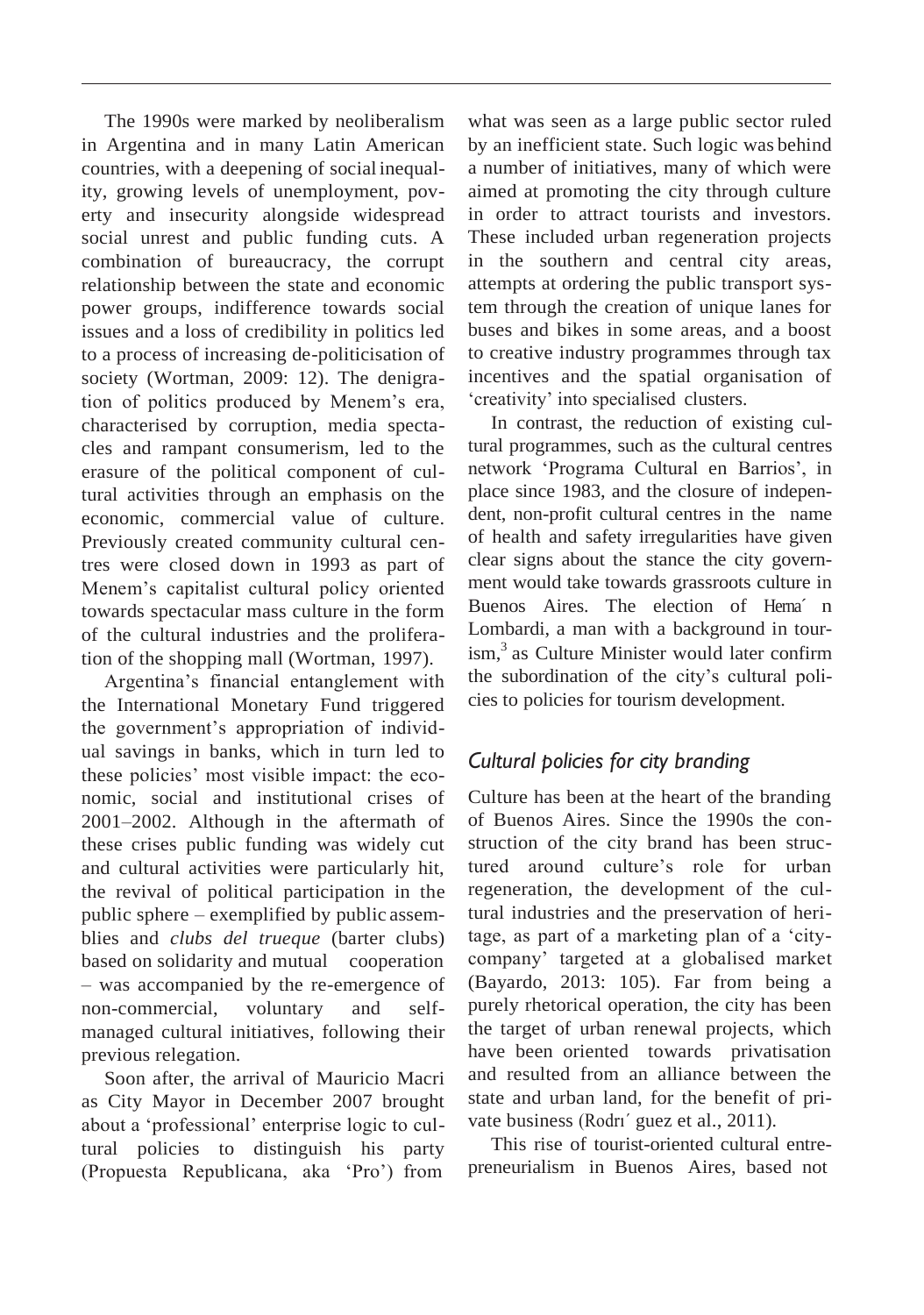The 1990s were marked by neoliberalism in Argentina and in many Latin American countries, with a deepening of social inequality, growing levels of unemployment, poverty and insecurity alongside widespread social unrest and public funding cuts. A combination of bureaucracy, the corrupt relationship between the state and economic power groups, indifference towards social issues and a loss of credibility in politics led to a process of increasing de-politicisation of society (Wortman, 2009: 12). The denigration of politics produced by Menem's era, characterised by corruption, media spectacles and rampant consumerism, led to the erasure of the political component of cultural activities through an emphasis on the economic, commercial value of culture. Previously created community cultural centres were closed down in 1993 as part of Menem's capitalist cultural policy oriented towards spectacular mass culture in the form of the cultural industries and the proliferation of the shopping mall (Wortman, 1997).

Argentina's financial entanglement with the International Monetary Fund triggered the government's appropriation of individual savings in banks, which in turn led to these policies' most visible impact: the economic, social and institutional crises of 2001–2002. Although in the aftermath of these crises public funding was widely cut and cultural activities were particularly hit, the revival of political participation in the public sphere – exemplified by public assemblies and *clubs del trueque* (barter clubs) based on solidarity and mutual cooperation – was accompanied by the re-emergence of non-commercial, voluntary and self-managed cultural initiatives, following their previous relegation.

Soon after, the arrival of Mauricio Macri as City Mayor in December 2007 brought about a 'professional' enterprise logic to cultural policies to distinguish his party (Propuesta Republicana, aka 'Pro') from what was seen as a large public sector ruled by an inefficient state. Such logic was behind a number of initiatives, many of which were aimed at promoting the city through culture in order to attract tourists and investors. These included urban regeneration projects in the southern and central city areas, attempts at ordering the public transport system through the creation of unique lanes for buses and bikes in some areas, and a boost to creative industry programmes through tax incentives and the spatial organisation of 'creativity' into specialised clusters.

In contrast, the reduction of existing cultural programmes, such as the cultural centres network 'Programa Cultural en Barrios', in place since 1983, and the closure of independent, non-profit cultural centres in the name of health and safety irregularities have given clear signs about the stance the city government would take towards grassroots culture in Buenos Aires. The election of Hernán Lombardi, a man with a background in tourism,[3] as Culture Minister would later confirm the subordination of the city's cultural policies to policies for tourism development.

## *Cultural policies for city branding*

Culture has been at the heart of the branding of Buenos Aires. Since the 1990s the construction of the city brand has been structured around culture's role for urban regeneration, the development of the cultural industries and the preservation of heritage, as part of a marketing plan of a 'city-company' targeted at a globalised market (Bayardo, 2013: 105). Far from being a purely rhetorical operation, the city has been the target of urban renewal projects, which have been oriented towards privatisation and resulted from an alliance between the state and urban land, for the benefit of private business (Rodríguez et al., 2011).

This rise of tourist-oriented cultural entrepreneurialism in Buenos Aires, based not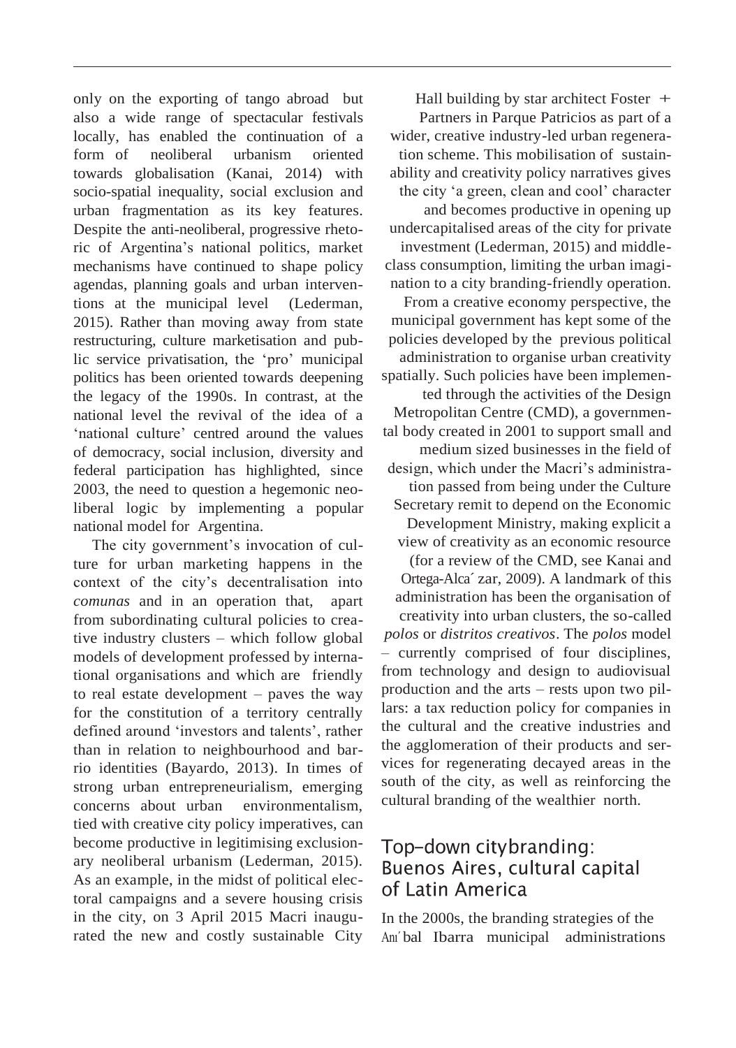only on the exporting of tango abroad but also a wide range of spectacular festivals locally, has enabled the continuation of a form of neoliberal urbanism oriented towards globalisation (Kanai, 2014) with socio-spatial inequality, social exclusion and urban fragmentation as its key features. Despite the anti-neoliberal, progressive rhetoric of Argentina's national politics, market mechanisms have continued to shape policy agendas, planning goals and urban interventions at the municipal level (Lederman, 2015). Rather than moving away from state restructuring, culture marketisation and public service privatisation, the 'pro' municipal politics has been oriented towards deepening the legacy of the 1990s. In contrast, at the national level the revival of the idea of a 'national culture' centred around the values of democracy, social inclusion, diversity and federal participation has highlighted, since 2003, the need to question a hegemonic neoliberal logic by implementing a popular national model for Argentina.

The city government's invocation of culture for urban marketing happens in the context of the city's decentralisation into *comunas* and in an operation that, apart from subordinating cultural policies to creative industry clusters – which follow global models of development professed by international organisations and which are friendly to real estate development – paves the way for the constitution of a territory centrally defined around 'investors and talents', rather than in relation to neighbourhood and barrio identities (Bayardo, 2013). In times of strong urban entrepreneurialism, emerging concerns about urban environmentalism, tied with creative city policy imperatives, can become productive in legitimising exclusionary neoliberal urbanism (Lederman, 2015). As an example, in the midst of political electoral campaigns and a severe housing crisis in the city, on 3 April 2015 Macri inaugurated the new and costly sustainable City Hall building by star architect Foster + Partners in Parque Patricios as part of a wider, creative industry-led urban regeneration scheme. This mobilisation of sustainability and creativity policy narratives gives the city 'a green, clean and cool' character and becomes productive in opening up undercapitalised areas of the city for private investment (Lederman, 2015) and middle-class consumption, limiting the urban imagination to a city branding-friendly operation.

From a creative economy perspective, the municipal government has kept some of the policies developed by the previous political administration to organise urban creativity spatially. Such policies have been implemented through the activities of the Design Metropolitan Centre (CMD), a governmental body created in 2001 to support small and medium sized businesses in the field of design, which under the Macri's administration passed from being under the Culture Secretary remit to depend on the Economic Development Ministry, making explicit a view of creativity as an economic resource (for a review of the CMD, see Kanai and Ortega-Alcázar, 2009). A landmark of this administration has been the organisation of creativity into urban clusters, the so-called *polos* or *distritos creativos*. The *polos* model – currently comprised of four disciplines, from technology and design to audiovisual production and the arts – rests upon two pillars: a tax reduction policy for companies in the cultural and the creative industries and the agglomeration of their products and services for regenerating decayed areas in the south of the city, as well as reinforcing the cultural branding of the wealthier north.

## Top-down citybranding: Buenos Aires, cultural capital of Latin America

In the 2000s, the branding strategies of the Aníbal Ibarra municipal administrations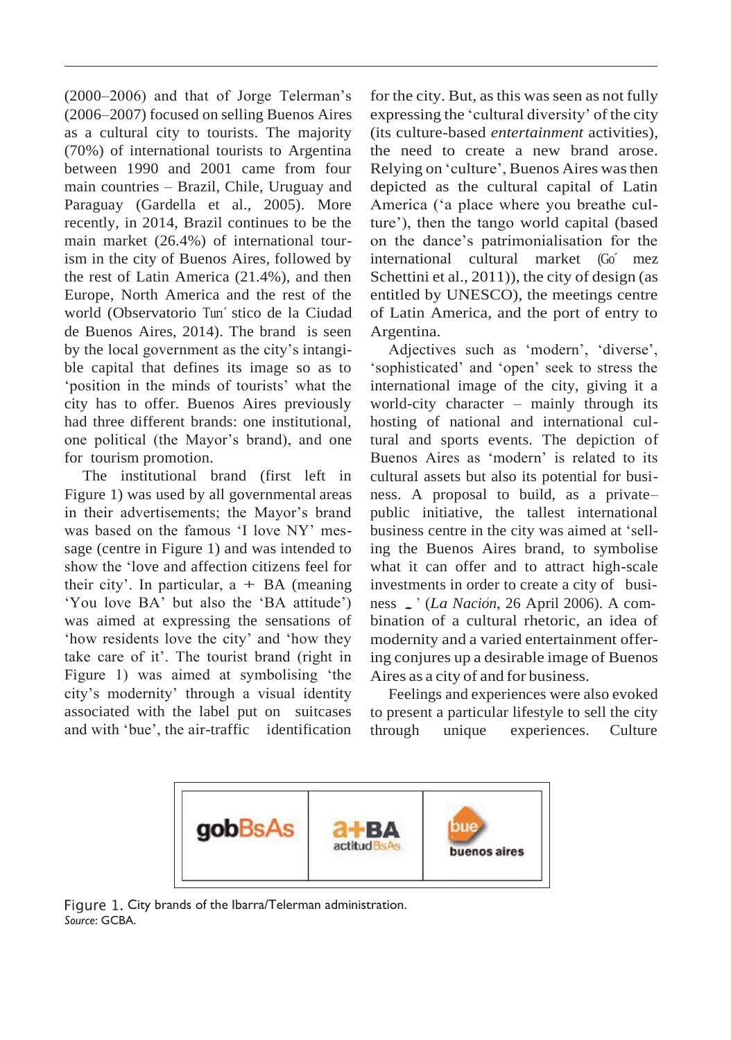(2000–2006) and that of Jorge Telerman's (2006–2007) focused on selling Buenos Aires as a cultural city to tourists. The majority (70%) of international tourists to Argentina between 1990 and 2001 came from four main countries – Brazil, Chile, Uruguay and Paraguay (Gardella et al., 2005). More recently, in 2014, Brazil continues to be the main market (26.4%) of international tourism in the city of Buenos Aires, followed by the rest of Latin America (21.4%), and then Europe, North America and the rest of the world (Observatorio Turı´ stico de la Ciudad de Buenos Aires, 2014). The brand is seen by the local government as the city's intangible capital that defines its image so as to 'position in the minds of tourists' what the city has to offer. Buenos Aires previously had three different brands: one institutional, one political (the Mayor's brand), and one for tourism promotion.

The institutional brand (first left in Figure 1) was used by all governmental areas in their advertisements; the Mayor's brand was based on the famous 'I love NY' message (centre in Figure 1) and was intended to show the 'love and affection citizens feel for their city'. In particular, a + BA (meaning 'You love BA' but also the 'BA attitude') was aimed at expressing the sensations of 'how residents love the city' and 'how they take care of it'. The tourist brand (right in Figure 1) was aimed at symbolising 'the city's modernity' through a visual identity associated with the label put on suitcases and with 'bue', the air-traffic identification for the city. But, as this was seen as not fully expressing the 'cultural diversity' of the city (its culture-based *entertainment* activities), the need to create a new brand arose. Relying on 'culture', Buenos Aires was then depicted as the cultural capital of Latin America ('a place where you breathe culture'), then the tango world capital (based on the dance's patrimonialisation for the international cultural market (Go´ mez Schettini et al., 2011)), the city of design (as entitled by UNESCO), the meetings centre of Latin America, and the port of entry to Argentina.

Adjectives such as 'modern', 'diverse', 'sophisticated' and 'open' seek to stress the international image of the city, giving it a world-city character – mainly through its hosting of national and international cultural and sports events. The depiction of Buenos Aires as 'modern' is related to its cultural assets but also its potential for business. A proposal to build, as a private–public initiative, the tallest international business centre in the city was aimed at 'selling the Buenos Aires brand, to symbolise what it can offer and to attract high-scale investments in order to create a city of business _' (*La Nación*, 26 April 2006). A combination of a cultural rhetoric, an idea of modernity and a varied entertainment offering conjures up a desirable image of Buenos Aires as a city of and for business.

Feelings and experiences were also evoked to present a particular lifestyle to sell the city through unique experiences. Culture

gobBsAs

a+BA
actitudBsAs

bue
buenos aires

Figure 1. City brands of the Ibarra/Telerman administration.
*Source*: GCBA.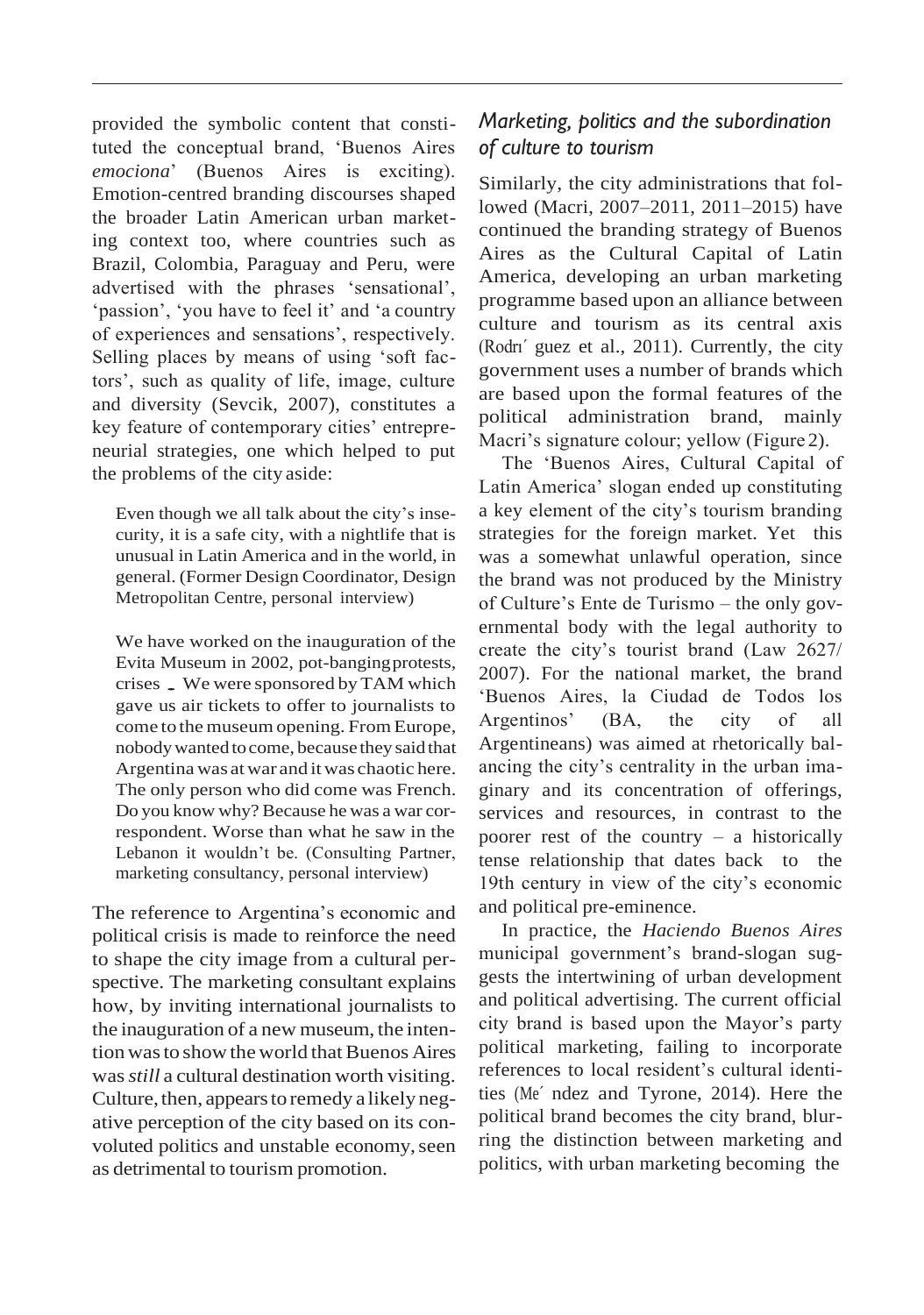provided the symbolic content that constituted the conceptual brand, 'Buenos Aires *emociona*' (Buenos Aires is exciting). Emotion-centred branding discourses shaped the broader Latin American urban marketing context too, where countries such as Brazil, Colombia, Paraguay and Peru, were advertised with the phrases 'sensational', 'passion', 'you have to feel it' and 'a country of experiences and sensations', respectively. Selling places by means of using 'soft factors', such as quality of life, image, culture and diversity (Sevcik, 2007), constitutes a key feature of contemporary cities' entrepreneurial strategies, one which helped to put the problems of the city aside:

> Even though we all talk about the city's insecurity, it is a safe city, with a nightlife that is unusual in Latin America and in the world, in general. (Former Design Coordinator, Design Metropolitan Centre, personal interview)

> We have worked on the inauguration of the Evita Museum in 2002, pot-banging protests, crises … We were sponsored by TAM which gave us air tickets to offer to journalists to come to the museum opening. From Europe, nobody wanted to come, because they said that Argentina was at war and it was chaotic here. The only person who did come was French. Do you know why? Because he was a war correspondent. Worse than what he saw in the Lebanon it wouldn't be. (Consulting Partner, marketing consultancy, personal interview)

The reference to Argentina's economic and political crisis is made to reinforce the need to shape the city image from a cultural perspective. The marketing consultant explains how, by inviting international journalists to the inauguration of a new museum, the intention was to show the world that Buenos Aires was *still* a cultural destination worth visiting. Culture, then, appears to remedy a likely negative perception of the city based on its convoluted politics and unstable economy, seen as detrimental to tourism promotion.

## *Marketing, politics and the subordination of culture to tourism*

Similarly, the city administrations that followed (Macri, 2007–2011, 2011–2015) have continued the branding strategy of Buenos Aires as the Cultural Capital of Latin America, developing an urban marketing programme based upon an alliance between culture and tourism as its central axis (Rodríguez et al., 2011). Currently, the city government uses a number of brands which are based upon the formal features of the political administration brand, mainly Macri's signature colour; yellow (Figure 2).

The 'Buenos Aires, Cultural Capital of Latin America' slogan ended up constituting a key element of the city's tourism branding strategies for the foreign market. Yet this was a somewhat unlawful operation, since the brand was not produced by the Ministry of Culture's Ente de Turismo – the only governmental body with the legal authority to create the city's tourist brand (Law 2627/2007). For the national market, the brand 'Buenos Aires, la Ciudad de Todos los Argentinos' (BA, the city of all Argentineans) was aimed at rhetorically balancing the city's centrality in the urban imaginary and its concentration of offerings, services and resources, in contrast to the poorer rest of the country – a historically tense relationship that dates back to the 19th century in view of the city's economic and political pre-eminence.

In practice, the *Haciendo Buenos Aires* municipal government's brand-slogan suggests the intertwining of urban development and political advertising. The current official city brand is based upon the Mayor's party political marketing, failing to incorporate references to local resident's cultural identities (Méndez and Tyrone, 2014). Here the political brand becomes the city brand, blurring the distinction between marketing and politics, with urban marketing becoming the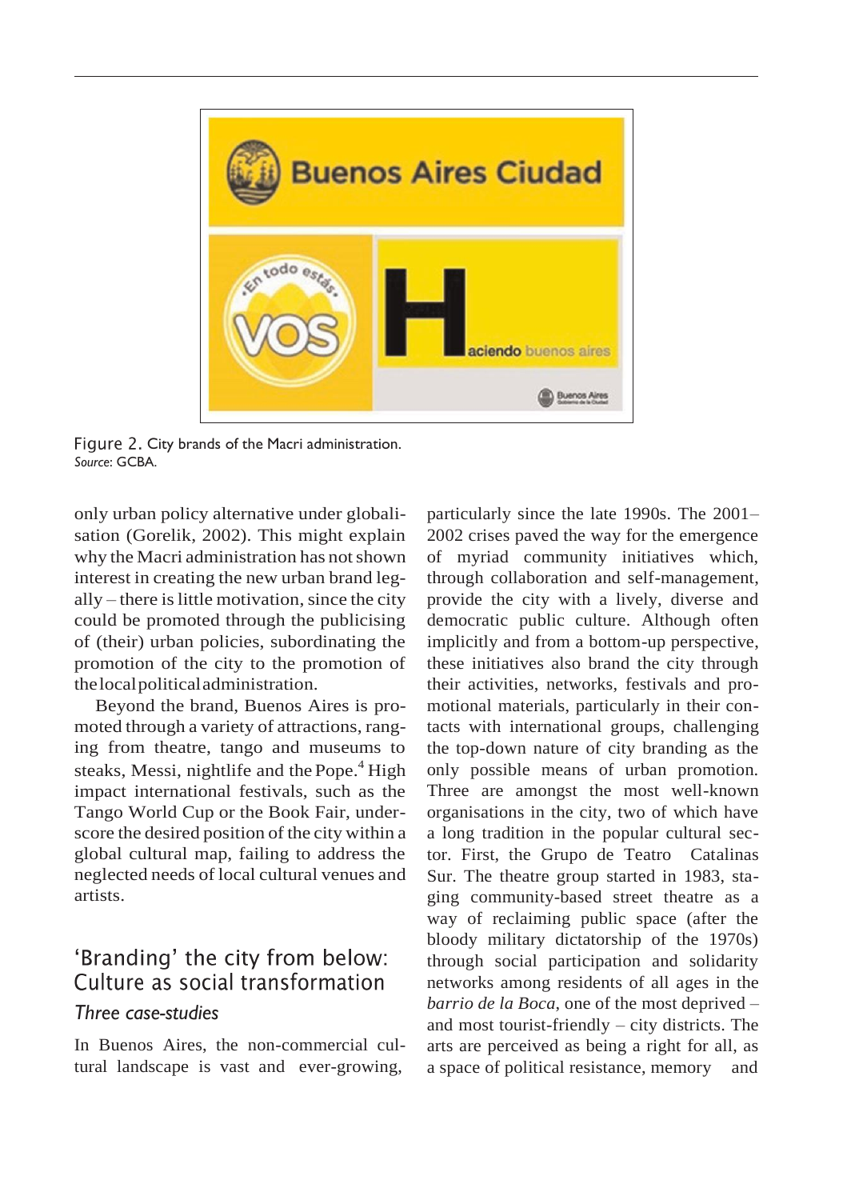Figure 2. City brands of the Macri administration.
*Source*: GCBA.

only urban policy alternative under globalisation (Gorelik, 2002). This might explain why the Macri administration has not shown interest in creating the new urban brand legally – there is little motivation, since the city could be promoted through the publicising of (their) urban policies, subordinating the promotion of the city to the promotion of the local political administration.

Beyond the brand, Buenos Aires is promoted through a variety of attractions, ranging from theatre, tango and museums to steaks, Messi, nightlife and the Pope.[4] High impact international festivals, such as the Tango World Cup or the Book Fair, underscore the desired position of the city within a global cultural map, failing to address the neglected needs of local cultural venues and artists.

## 'Branding' the city from below: Culture as social transformation

### *Three case-studies*

In Buenos Aires, the non-commercial cultural landscape is vast and ever-growing, particularly since the late 1990s. The 2001–2002 crises paved the way for the emergence of myriad community initiatives which, through collaboration and self-management, provide the city with a lively, diverse and democratic public culture. Although often implicitly and from a bottom-up perspective, these initiatives also brand the city through their activities, networks, festivals and promotional materials, particularly in their contacts with international groups, challenging the top-down nature of city branding as the only possible means of urban promotion. Three are amongst the most well-known organisations in the city, two of which have a long tradition in the popular cultural sector. First, the Grupo de Teatro Catalinas Sur. The theatre group started in 1983, staging community-based street theatre as a way of reclaiming public space (after the bloody military dictatorship of the 1970s) through social participation and solidarity networks among residents of all ages in the *barrio de la Boca*, one of the most deprived – and most tourist-friendly – city districts. The arts are perceived as being a right for all, as a space of political resistance, memory and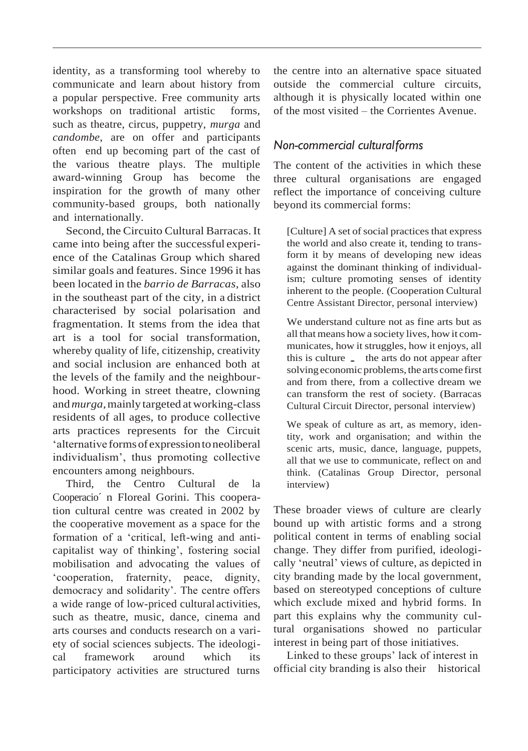identity, as a transforming tool whereby to communicate and learn about history from a popular perspective. Free community arts workshops on traditional artistic forms, such as theatre, circus, puppetry, *murga* and *candombe*, are on offer and participants often end up becoming part of the cast of the various theatre plays. The multiple award-winning Group has become the inspiration for the growth of many other community-based groups, both nationally and internationally.

Second, the Circuito Cultural Barracas. It came into being after the successful experience of the Catalinas Group which shared similar goals and features. Since 1996 it has been located in the *barrio de Barracas*, also in the southeast part of the city, in a district characterised by social polarisation and fragmentation. It stems from the idea that art is a tool for social transformation, whereby quality of life, citizenship, creativity and social inclusion are enhanced both at the levels of the family and the neighbourhood. Working in street theatre, clowning and *murga*, mainly targeted at working-class residents of all ages, to produce collective arts practices represents for the Circuit 'alternative forms of expression to neoliberal individualism', thus promoting collective encounters among neighbours.

Third, the Centro Cultural de la Cooperación Floreal Gorini. This cooperation cultural centre was created in 2002 by the cooperative movement as a space for the formation of a 'critical, left-wing and anti-capitalist way of thinking', fostering social mobilisation and advocating the values of 'cooperation, fraternity, peace, dignity, democracy and solidarity'. The centre offers a wide range of low-priced cultural activities, such as theatre, music, dance, cinema and arts courses and conducts research on a variety of social sciences subjects. The ideological framework around which its participatory activities are structured turns the centre into an alternative space situated outside the commercial culture circuits, although it is physically located within one of the most visited – the Corrientes Avenue.

## *Non-commercial cultural forms*

The content of the activities in which these three cultural organisations are engaged reflect the importance of conceiving culture beyond its commercial forms:

> [Culture] A set of social practices that express the world and also create it, tending to transform it by means of developing new ideas against the dominant thinking of individualism; culture promoting senses of identity inherent to the people. (Cooperation Cultural Centre Assistant Director, personal interview)

> We understand culture not as fine arts but as all that means how a society lives, how it communicates, how it struggles, how it enjoys, all this is culture – the arts do not appear after solving economic problems, the arts come first and from there, from a collective dream we can transform the rest of society. (Barracas Cultural Circuit Director, personal interview)

> We speak of culture as art, as memory, identity, work and organisation; and within the scenic arts, music, dance, language, puppets, all that we use to communicate, reflect on and think. (Catalinas Group Director, personal interview)

These broader views of culture are clearly bound up with artistic forms and a strong political content in terms of enabling social change. They differ from purified, ideologically 'neutral' views of culture, as depicted in city branding made by the local government, based on stereotyped conceptions of culture which exclude mixed and hybrid forms. In part this explains why the community cultural organisations showed no particular interest in being part of those initiatives.

Linked to these groups' lack of interest in official city branding is also their historical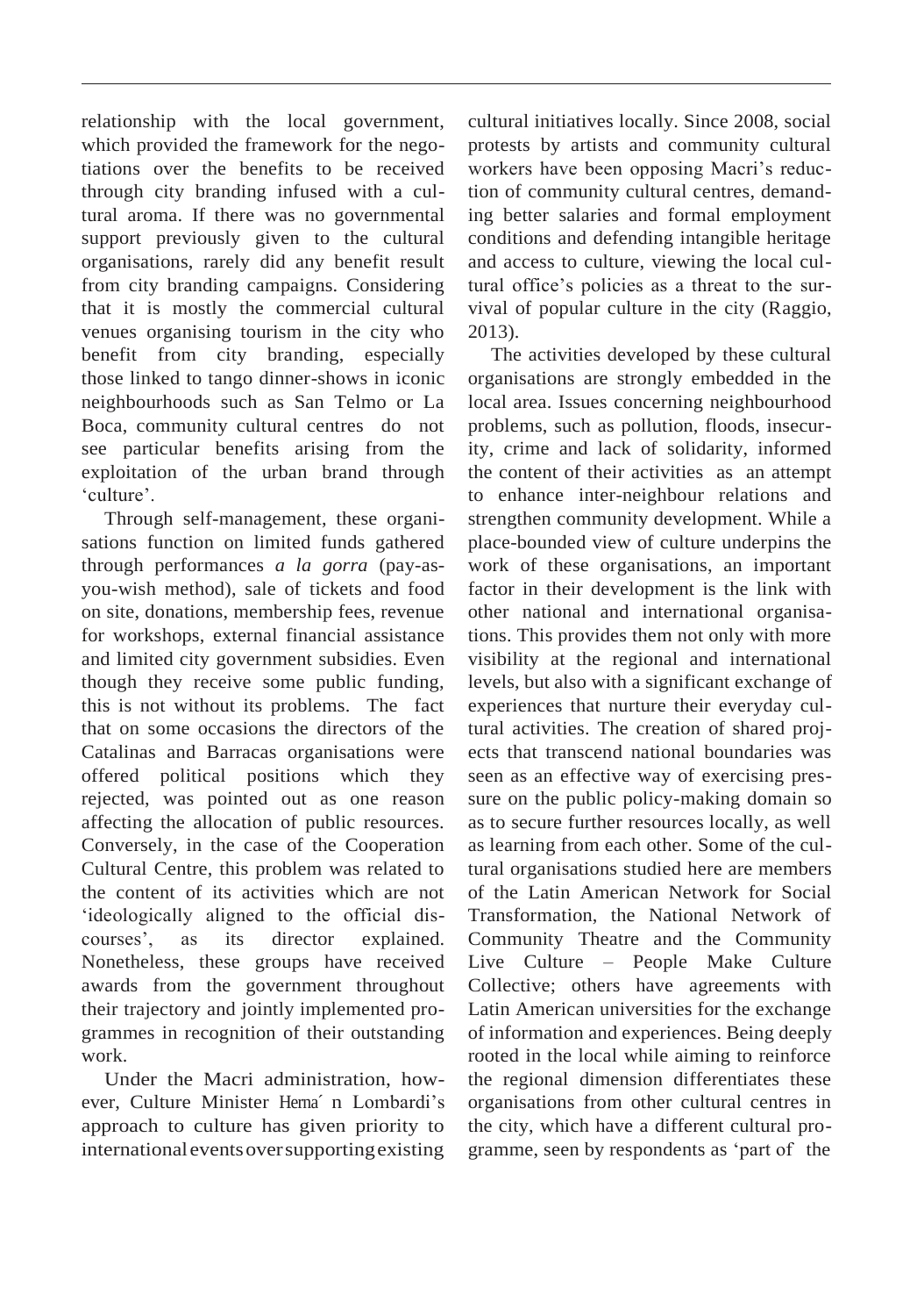relationship with the local government, which provided the framework for the negotiations over the benefits to be received through city branding infused with a cultural aroma. If there was no governmental support previously given to the cultural organisations, rarely did any benefit result from city branding campaigns. Considering that it is mostly the commercial cultural venues organising tourism in the city who benefit from city branding, especially those linked to tango dinner-shows in iconic neighbourhoods such as San Telmo or La Boca, community cultural centres do not see particular benefits arising from the exploitation of the urban brand through 'culture'.

Through self-management, these organisations function on limited funds gathered through performances *a la gorra* (pay-as-you-wish method), sale of tickets and food on site, donations, membership fees, revenue for workshops, external financial assistance and limited city government subsidies. Even though they receive some public funding, this is not without its problems. The fact that on some occasions the directors of the Catalinas and Barracas organisations were offered political positions which they rejected, was pointed out as one reason affecting the allocation of public resources. Conversely, in the case of the Cooperation Cultural Centre, this problem was related to the content of its activities which are not 'ideologically aligned to the official discourses', as its director explained. Nonetheless, these groups have received awards from the government throughout their trajectory and jointly implemented programmes in recognition of their outstanding work.

Under the Macri administration, however, Culture Minister Hernán Lombardi's approach to culture has given priority to international events over supporting existing cultural initiatives locally. Since 2008, social protests by artists and community cultural workers have been opposing Macri's reduction of community cultural centres, demanding better salaries and formal employment conditions and defending intangible heritage and access to culture, viewing the local cultural office's policies as a threat to the survival of popular culture in the city (Raggio, 2013).

The activities developed by these cultural organisations are strongly embedded in the local area. Issues concerning neighbourhood problems, such as pollution, floods, insecurity, crime and lack of solidarity, informed the content of their activities as an attempt to enhance inter-neighbour relations and strengthen community development. While a place-bounded view of culture underpins the work of these organisations, an important factor in their development is the link with other national and international organisations. This provides them not only with more visibility at the regional and international levels, but also with a significant exchange of experiences that nurture their everyday cultural activities. The creation of shared projects that transcend national boundaries was seen as an effective way of exercising pressure on the public policy-making domain so as to secure further resources locally, as well as learning from each other. Some of the cultural organisations studied here are members of the Latin American Network for Social Transformation, the National Network of Community Theatre and the Community Live Culture – People Make Culture Collective; others have agreements with Latin American universities for the exchange of information and experiences. Being deeply rooted in the local while aiming to reinforce the regional dimension differentiates these organisations from other cultural centres in the city, which have a different cultural programme, seen by respondents as 'part of the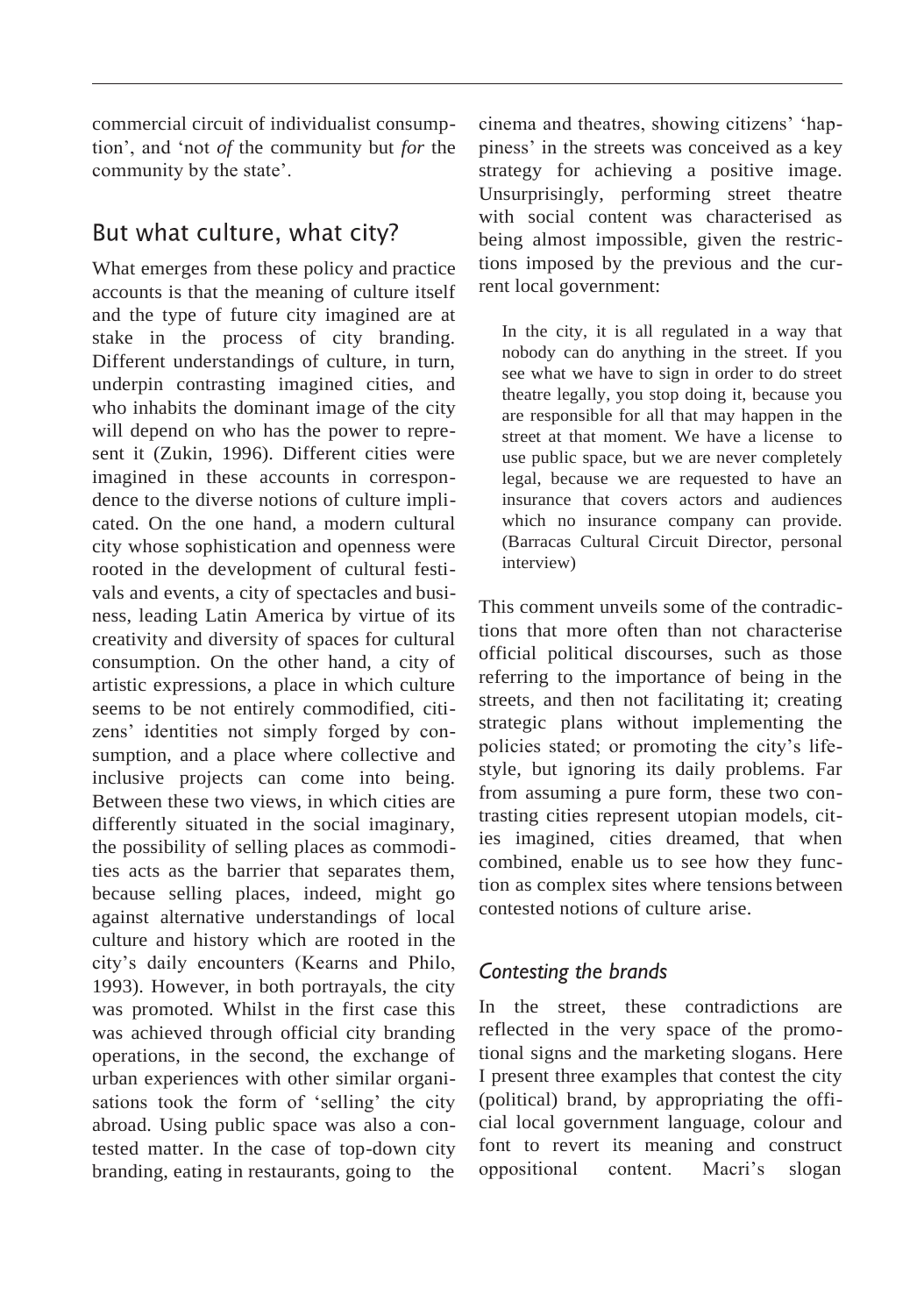commercial circuit of individualist consumption', and 'not *of* the community but *for* the community by the state'.

## But what culture, what city?

What emerges from these policy and practice accounts is that the meaning of culture itself and the type of future city imagined are at stake in the process of city branding. Different understandings of culture, in turn, underpin contrasting imagined cities, and who inhabits the dominant image of the city will depend on who has the power to represent it (Zukin, 1996). Different cities were imagined in these accounts in correspondence to the diverse notions of culture implicated. On the one hand, a modern cultural city whose sophistication and openness were rooted in the development of cultural festivals and events, a city of spectacles and business, leading Latin America by virtue of its creativity and diversity of spaces for cultural consumption. On the other hand, a city of artistic expressions, a place in which culture seems to be not entirely commodified, citizens' identities not simply forged by consumption, and a place where collective and inclusive projects can come into being. Between these two views, in which cities are differently situated in the social imaginary, the possibility of selling places as commodities acts as the barrier that separates them, because selling places, indeed, might go against alternative understandings of local culture and history which are rooted in the city's daily encounters (Kearns and Philo, 1993). However, in both portrayals, the city was promoted. Whilst in the first case this was achieved through official city branding operations, in the second, the exchange of urban experiences with other similar organisations took the form of 'selling' the city abroad. Using public space was also a contested matter. In the case of top-down city branding, eating in restaurants, going to the cinema and theatres, showing citizens' 'happiness' in the streets was conceived as a key strategy for achieving a positive image. Unsurprisingly, performing street theatre with social content was characterised as being almost impossible, given the restrictions imposed by the previous and the current local government:

> In the city, it is all regulated in a way that nobody can do anything in the street. If you see what we have to sign in order to do street theatre legally, you stop doing it, because you are responsible for all that may happen in the street at that moment. We have a license to use public space, but we are never completely legal, because we are requested to have an insurance that covers actors and audiences which no insurance company can provide. (Barracas Cultural Circuit Director, personal interview)

This comment unveils some of the contradictions that more often than not characterise official political discourses, such as those referring to the importance of being in the streets, and then not facilitating it; creating strategic plans without implementing the policies stated; or promoting the city's lifestyle, but ignoring its daily problems. Far from assuming a pure form, these two contrasting cities represent utopian models, cities imagined, cities dreamed, that when combined, enable us to see how they function as complex sites where tensions between contested notions of culture arise.

### *Contesting the brands*

In the street, these contradictions are reflected in the very space of the promotional signs and the marketing slogans. Here I present three examples that contest the city (political) brand, by appropriating the official local government language, colour and font to revert its meaning and construct oppositional content. Macri's slogan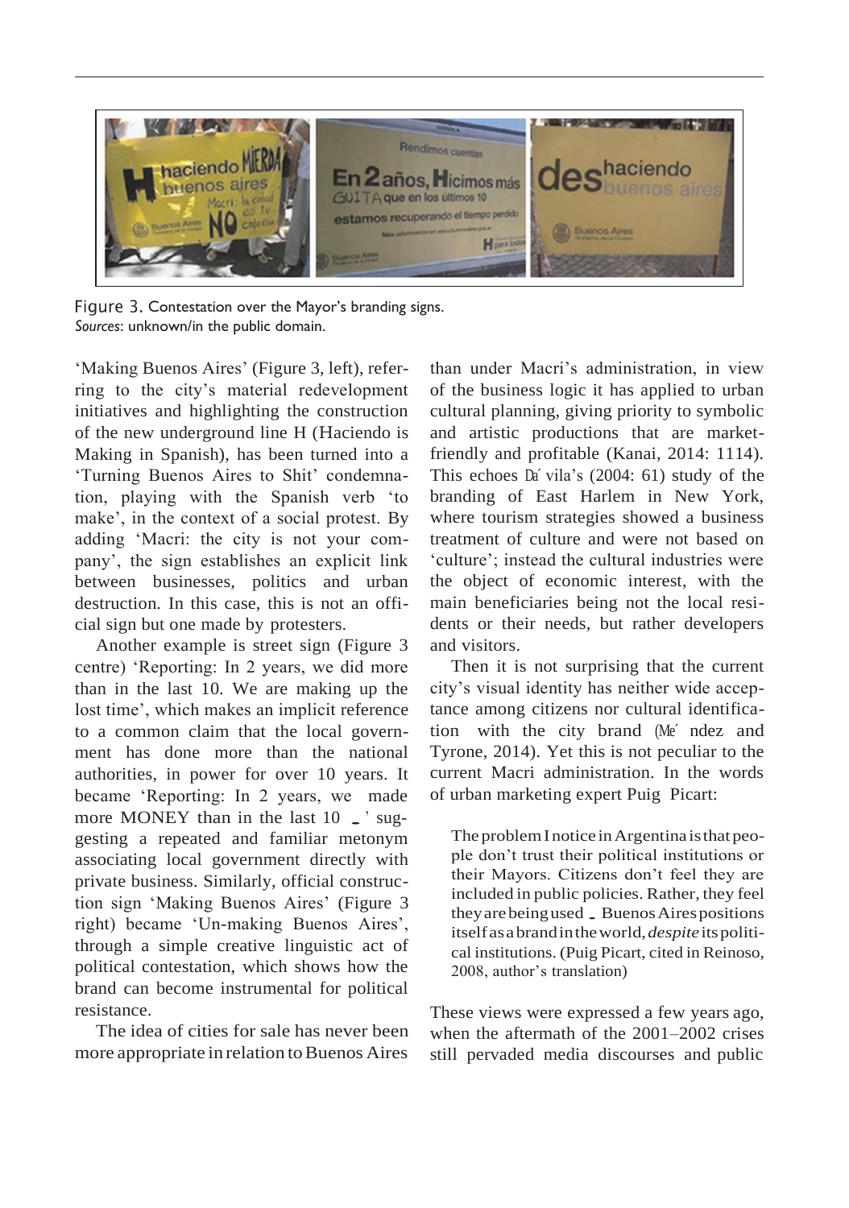Figure 3. Contestation over the Mayor's branding signs.
*Sources*: unknown/in the public domain.

'Making Buenos Aires' (Figure 3, left), referring to the city's material redevelopment initiatives and highlighting the construction of the new underground line H (Haciendo is Making in Spanish), has been turned into a 'Turning Buenos Aires to Shit' condemnation, playing with the Spanish verb 'to make', in the context of a social protest. By adding 'Macri: the city is not your company', the sign establishes an explicit link between businesses, politics and urban destruction. In this case, this is not an official sign but one made by protesters.

Another example is street sign (Figure 3 centre) 'Reporting: In 2 years, we did more than in the last 10. We are making up the lost time', which makes an implicit reference to a common claim that the local government has done more than the national authorities, in power for over 10 years. It became 'Reporting: In 2 years, we made more MONEY than in the last 10 _' suggesting a repeated and familiar metonym associating local government directly with private business. Similarly, official construction sign 'Making Buenos Aires' (Figure 3 right) became 'Un-making Buenos Aires', through a simple creative linguistic act of political contestation, which shows how the brand can become instrumental for political resistance.

The idea of cities for sale has never been more appropriate in relation to Buenos Aires than under Macri's administration, in view of the business logic it has applied to urban cultural planning, giving priority to symbolic and artistic productions that are market-friendly and profitable (Kanai, 2014: 1114). This echoes Dávila's (2004: 61) study of the branding of East Harlem in New York, where tourism strategies showed a business treatment of culture and were not based on 'culture'; instead the cultural industries were the object of economic interest, with the main beneficiaries being not the local residents or their needs, but rather developers and visitors.

Then it is not surprising that the current city's visual identity has neither wide acceptance among citizens nor cultural identification with the city brand (Méndez and Tyrone, 2014). Yet this is not peculiar to the current Macri administration. In the words of urban marketing expert Puig Picart:

> The problem I notice in Argentina is that people don't trust their political institutions or their Mayors. Citizens don't feel they are included in public policies. Rather, they feel they are being used _ Buenos Aires positions itself as a brand in the world, *despite* its political institutions. (Puig Picart, cited in Reinoso, 2008, author's translation)

These views were expressed a few years ago, when the aftermath of the 2001–2002 crises still pervaded media discourses and public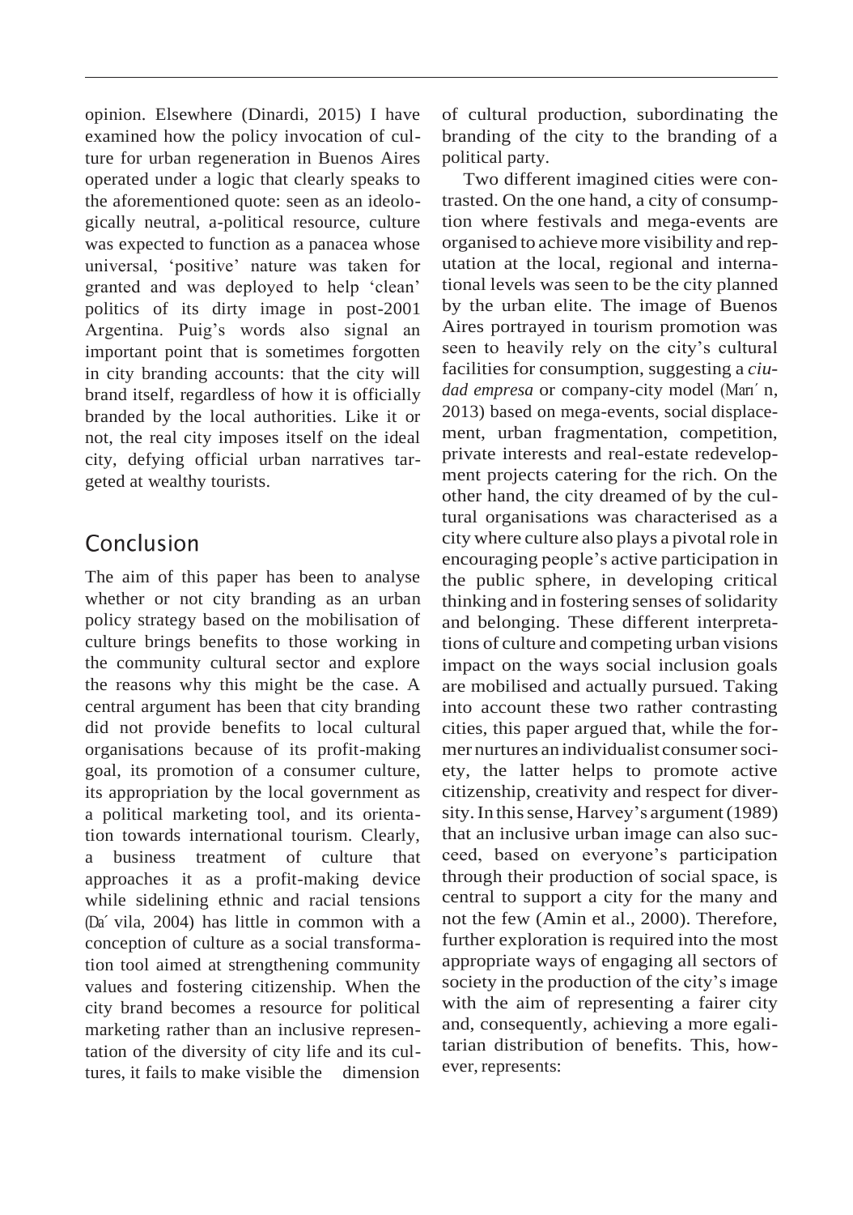opinion. Elsewhere (Dinardi, 2015) I have examined how the policy invocation of culture for urban regeneration in Buenos Aires operated under a logic that clearly speaks to the aforementioned quote: seen as an ideologically neutral, a-political resource, culture was expected to function as a panacea whose universal, 'positive' nature was taken for granted and was deployed to help 'clean' politics of its dirty image in post-2001 Argentina. Puig's words also signal an important point that is sometimes forgotten in city branding accounts: that the city will brand itself, regardless of how it is officially branded by the local authorities. Like it or not, the real city imposes itself on the ideal city, defying official urban narratives targeted at wealthy tourists.

## Conclusion

The aim of this paper has been to analyse whether or not city branding as an urban policy strategy based on the mobilisation of culture brings benefits to those working in the community cultural sector and explore the reasons why this might be the case. A central argument has been that city branding did not provide benefits to local cultural organisations because of its profit-making goal, its promotion of a consumer culture, its appropriation by the local government as a political marketing tool, and its orientation towards international tourism. Clearly, a business treatment of culture that approaches it as a profit-making device while sidelining ethnic and racial tensions (Dávila, 2004) has little in common with a conception of culture as a social transformation tool aimed at strengthening community values and fostering citizenship. When the city brand becomes a resource for political marketing rather than an inclusive representation of the diversity of city life and its cultures, it fails to make visible the dimension of cultural production, subordinating the branding of the city to the branding of a political party.

Two different imagined cities were contrasted. On the one hand, a city of consumption where festivals and mega-events are organised to achieve more visibility and reputation at the local, regional and international levels was seen to be the city planned by the urban elite. The image of Buenos Aires portrayed in tourism promotion was seen to heavily rely on the city's cultural facilities for consumption, suggesting a *ciudad empresa* or company-city model (Marín, 2013) based on mega-events, social displacement, urban fragmentation, competition, private interests and real-estate redevelopment projects catering for the rich. On the other hand, the city dreamed of by the cultural organisations was characterised as a city where culture also plays a pivotal role in encouraging people's active participation in the public sphere, in developing critical thinking and in fostering senses of solidarity and belonging. These different interpretations of culture and competing urban visions impact on the ways social inclusion goals are mobilised and actually pursued. Taking into account these two rather contrasting cities, this paper argued that, while the former nurtures an individualist consumer society, the latter helps to promote active citizenship, creativity and respect for diversity. In this sense, Harvey's argument (1989) that an inclusive urban image can also succeed, based on everyone's participation through their production of social space, is central to support a city for the many and not the few (Amin et al., 2000). Therefore, further exploration is required into the most appropriate ways of engaging all sectors of society in the production of the city's image with the aim of representing a fairer city and, consequently, achieving a more egalitarian distribution of benefits. This, however, represents: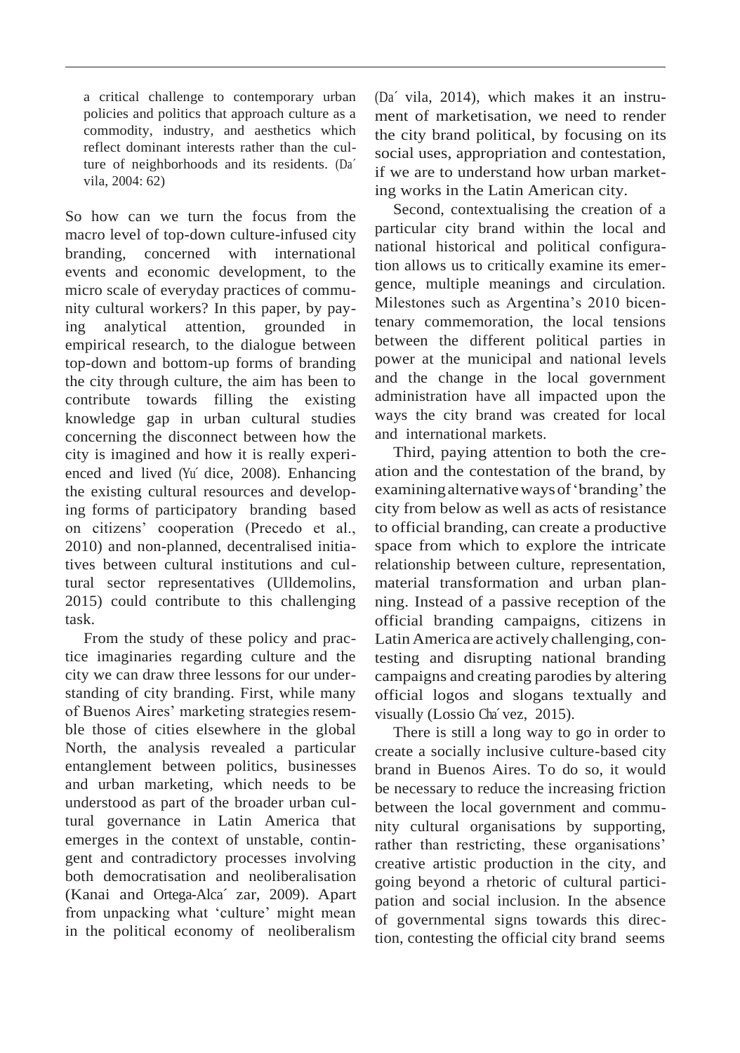> a critical challenge to contemporary urban policies and politics that approach culture as a commodity, industry, and aesthetics which reflect dominant interests rather than the culture of neighborhoods and its residents. (Dávila, 2004: 62)

So how can we turn the focus from the macro level of top-down culture-infused city branding, concerned with international events and economic development, to the micro scale of everyday practices of community cultural workers? In this paper, by paying analytical attention, grounded in empirical research, to the dialogue between top-down and bottom-up forms of branding the city through culture, the aim has been to contribute towards filling the existing knowledge gap in urban cultural studies concerning the disconnect between how the city is imagined and how it is really experienced and lived (Yúdice, 2008). Enhancing the existing cultural resources and developing forms of participatory branding based on citizens' cooperation (Precedo et al., 2010) and non-planned, decentralised initiatives between cultural institutions and cultural sector representatives (Ulldemolins, 2015) could contribute to this challenging task.

From the study of these policy and practice imaginaries regarding culture and the city we can draw three lessons for our understanding of city branding. First, while many of Buenos Aires' marketing strategies resemble those of cities elsewhere in the global North, the analysis revealed a particular entanglement between politics, businesses and urban marketing, which needs to be understood as part of the broader urban cultural governance in Latin America that emerges in the context of unstable, contingent and contradictory processes involving both democratisation and neoliberalisation (Kanai and Ortega-Alcázar, 2009). Apart from unpacking what 'culture' might mean in the political economy of neoliberalism (Dávila, 2014), which makes it an instrument of marketisation, we need to render the city brand political, by focusing on its social uses, appropriation and contestation, if we are to understand how urban marketing works in the Latin American city.

Second, contextualising the creation of a particular city brand within the local and national historical and political configuration allows us to critically examine its emergence, multiple meanings and circulation. Milestones such as Argentina's 2010 bicentenary commemoration, the local tensions between the different political parties in power at the municipal and national levels and the change in the local government administration have all impacted upon the ways the city brand was created for local and international markets.

Third, paying attention to both the creation and the contestation of the brand, by examining alternative ways of 'branding' the city from below as well as acts of resistance to official branding, can create a productive space from which to explore the intricate relationship between culture, representation, material transformation and urban planning. Instead of a passive reception of the official branding campaigns, citizens in Latin America are actively challenging, contesting and disrupting national branding campaigns and creating parodies by altering official logos and slogans textually and visually (Lossio Chávez, 2015).

There is still a long way to go in order to create a socially inclusive culture-based city brand in Buenos Aires. To do so, it would be necessary to reduce the increasing friction between the local government and community cultural organisations by supporting, rather than restricting, these organisations' creative artistic production in the city, and going beyond a rhetoric of cultural participation and social inclusion. In the absence of governmental signs towards this direction, contesting the official city brand seems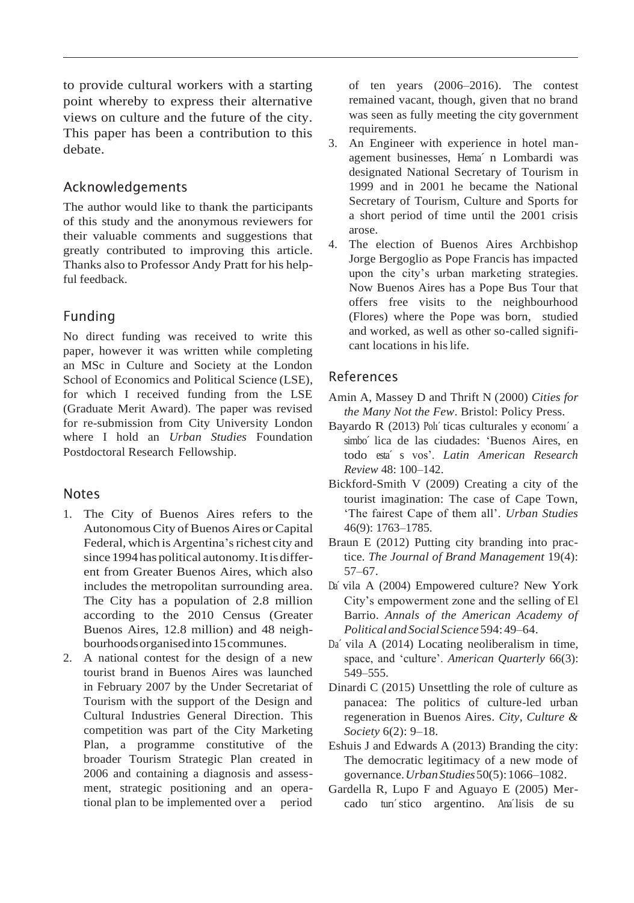to provide cultural workers with a starting point whereby to express their alternative views on culture and the future of the city. This paper has been a contribution to this debate.

## Acknowledgements

The author would like to thank the participants of this study and the anonymous reviewers for their valuable comments and suggestions that greatly contributed to improving this article. Thanks also to Professor Andy Pratt for his helpful feedback.

## Funding

No direct funding was received to write this paper, however it was written while completing an MSc in Culture and Society at the London School of Economics and Political Science (LSE), for which I received funding from the LSE (Graduate Merit Award). The paper was revised for re-submission from City University London where I hold an *Urban Studies* Foundation Postdoctoral Research Fellowship.

## Notes

1. The City of Buenos Aires refers to the Autonomous City of Buenos Aires or Capital Federal, which is Argentina's richest city and since 1994 has political autonomy. It is different from Greater Buenos Aires, which also includes the metropolitan surrounding area. The City has a population of 2.8 million according to the 2010 Census (Greater Buenos Aires, 12.8 million) and 48 neighbourhoods organised into 15 communes.
2. A national contest for the design of a new tourist brand in Buenos Aires was launched in February 2007 by the Under Secretariat of Tourism with the support of the Design and Cultural Industries General Direction. This competition was part of the City Marketing Plan, a programme constitutive of the broader Tourism Strategic Plan created in 2006 and containing a diagnosis and assessment, strategic positioning and an operational plan to be implemented over a period of ten years (2006–2016). The contest remained vacant, though, given that no brand was seen as fully meeting the city government requirements.
3. An Engineer with experience in hotel management businesses, Hernán Lombardi was designated National Secretary of Tourism in 1999 and in 2001 he became the National Secretary of Tourism, Culture and Sports for a short period of time until the 2001 crisis arose.
4. The election of Buenos Aires Archbishop Jorge Bergoglio as Pope Francis has impacted upon the city's urban marketing strategies. Now Buenos Aires has a Pope Bus Tour that offers free visits to the neighbourhood (Flores) where the Pope was born, studied and worked, as well as other so-called significant locations in his life.

## References

Amin A, Massey D and Thrift N (2000) *Cities for the Many Not the Few*. Bristol: Policy Press.

Bayardo R (2013) Políticas culturales y economía simbólica de las ciudades: 'Buenos Aires, en todo estás vos'. *Latin American Research Review* 48: 100–142.

Bickford-Smith V (2009) Creating a city of the tourist imagination: The case of Cape Town, 'The fairest Cape of them all'. *Urban Studies* 46(9): 1763–1785.

Braun E (2012) Putting city branding into practice. *The Journal of Brand Management* 19(4): 57–67.

Dávila A (2004) Empowered culture? New York City's empowerment zone and the selling of El Barrio. *Annals of the American Academy of Political and Social Science* 594: 49–64.

Dávila A (2014) Locating neoliberalism in time, space, and 'culture'. *American Quarterly* 66(3): 549–555.

Dinardi C (2015) Unsettling the role of culture as panacea: The politics of culture-led urban regeneration in Buenos Aires. *City, Culture & Society* 6(2): 9–18.

Eshuis J and Edwards A (2013) Branding the city: The democratic legitimacy of a new mode of governance. *Urban Studies* 50(5): 1066–1082.

Gardella R, Lupo F and Aguayo E (2005) Mercado turístico argentino. Análisis de su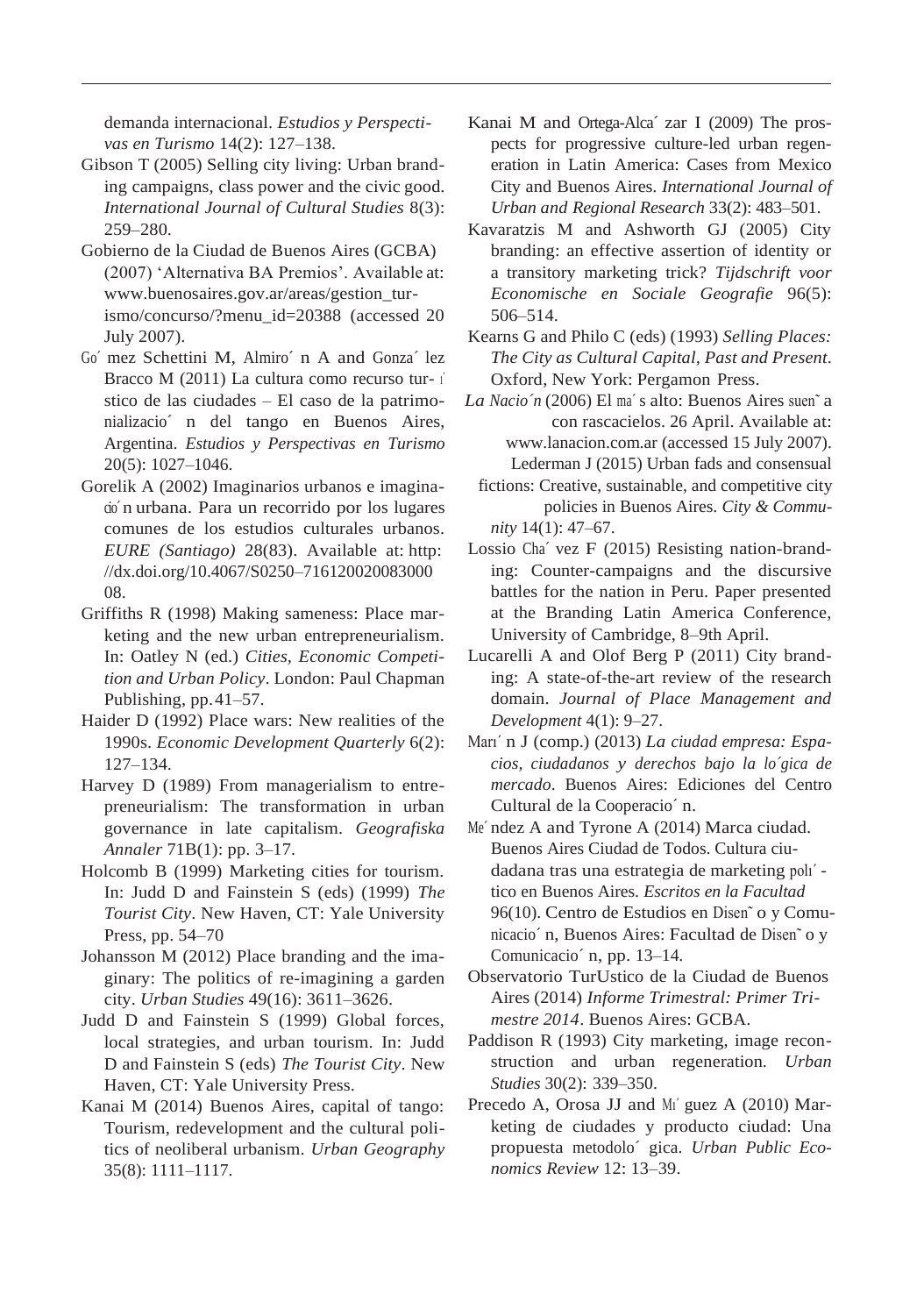demanda internacional. *Estudios y Perspectivas en Turismo* 14(2): 127–138.

Gibson T (2005) Selling city living: Urban branding campaigns, class power and the civic good. *International Journal of Cultural Studies* 8(3): 259–280.

Gobierno de la Ciudad de Buenos Aires (GCBA) (2007) 'Alternativa BA Premios'. Available at: www.buenosaires.gov.ar/areas/gestion_turismo/concurso/?menu_id=20388 (accessed 20 July 2007).

Gómez Schettini M, Almirón A and González Bracco M (2011) La cultura como recurso turístico de las ciudades – El caso de la patrimonialización del tango en Buenos Aires, Argentina. *Estudios y Perspectivas en Turismo* 20(5): 1027–1046.

Gorelik A (2002) Imaginarios urbanos e imaginación urbana. Para un recorrido por los lugares comunes de los estudios culturales urbanos. *EURE (Santiago)* 28(83). Available at: http://dx.doi.org/10.4067/S0250–71612002008300008.

Griffiths R (1998) Making sameness: Place marketing and the new urban entrepreneurialism. In: Oatley N (ed.) *Cities, Economic Competition and Urban Policy*. London: Paul Chapman Publishing, pp. 41–57.

Haider D (1992) Place wars: New realities of the 1990s. *Economic Development Quarterly* 6(2): 127–134.

Harvey D (1989) From managerialism to entrepreneurialism: The transformation in urban governance in late capitalism. *Geografiska Annaler* 71B(1): pp. 3–17.

Holcomb B (1999) Marketing cities for tourism. In: Judd D and Fainstein S (eds) (1999) *The Tourist City*. New Haven, CT: Yale University Press, pp. 54–70

Johansson M (2012) Place branding and the imaginary: The politics of re-imagining a garden city. *Urban Studies* 49(16): 3611–3626.

Judd D and Fainstein S (1999) Global forces, local strategies, and urban tourism. In: Judd D and Fainstein S (eds) *The Tourist City*. New Haven, CT: Yale University Press.

Kanai M (2014) Buenos Aires, capital of tango: Tourism, redevelopment and the cultural politics of neoliberal urbanism. *Urban Geography* 35(8): 1111–1117.

Kanai M and Ortega-Alcázar I (2009) The prospects for progressive culture-led urban regeneration in Latin America: Cases from Mexico City and Buenos Aires. *International Journal of Urban and Regional Research* 33(2): 483–501.

Kavaratzis M and Ashworth GJ (2005) City branding: an effective assertion of identity or a transitory marketing trick? *Tijdschrift voor Economische en Sociale Geografie* 96(5): 506–514.

Kearns G and Philo C (eds) (1993) *Selling Places: The City as Cultural Capital, Past and Present*. Oxford, New York: Pergamon Press.

*La Nación* (2006) El más alto: Buenos Aires sueña con rascacielos. 26 April. Available at: www.lanacion.com.ar (accessed 15 July 2007).

Lederman J (2015) Urban fads and consensual fictions: Creative, sustainable, and competitive city policies in Buenos Aires. *City & Community* 14(1): 47–67.

Lossio Chávez F (2015) Resisting nation-branding: Counter-campaigns and the discursive battles for the nation in Peru. Paper presented at the Branding Latin America Conference, University of Cambridge, 8–9th April.

Lucarelli A and Olof Berg P (2011) City branding: A state-of-the-art review of the research domain. *Journal of Place Management and Development* 4(1): 9–27.

Marí n J (comp.) (2013) *La ciudad empresa: Espacios, ciudadanos y derechos bajo la lógica de mercado*. Buenos Aires: Ediciones del Centro Cultural de la Cooperación.

Méndez A and Tyrone A (2014) Marca ciudad. Buenos Aires Ciudad de Todos. Cultura ciudadana tras una estrategia de marketing político en Buenos Aires. *Escritos en la Facultad* 96(10). Centro de Estudios en Diseño y Comunicación, Buenos Aires: Facultad de Diseño y Comunicación, pp. 13–14.

Observatorio TurUstico de la Ciudad de Buenos Aires (2014) *Informe Trimestral: Primer Trimestre 2014*. Buenos Aires: GCBA.

Paddison R (1993) City marketing, image reconstruction and urban regeneration. *Urban Studies* 30(2): 339–350.

Precedo A, Orosa JJ and Míguez A (2010) Marketing de ciudades y producto ciudad: Una propuesta metodológica. *Urban Public Economics Review* 12: 13–39.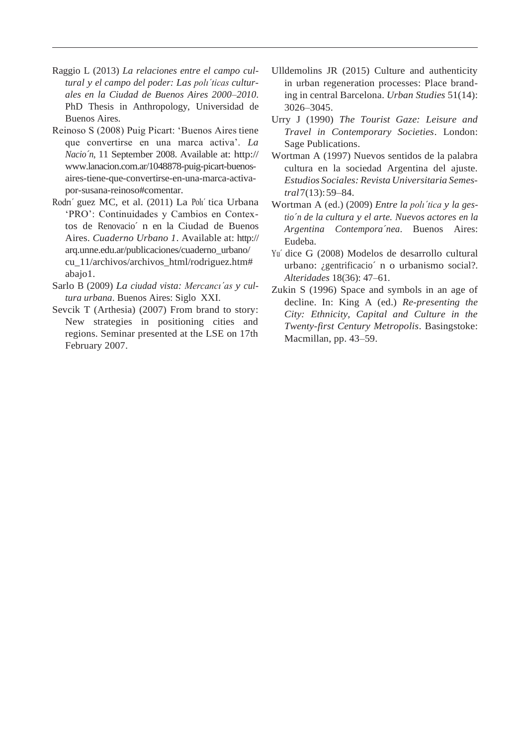Raggio L (2013) *La relaciones entre el campo cultural y el campo del poder: Las políticas culturales en la Ciudad de Buenos Aires 2000–2010*. PhD Thesis in Anthropology, Universidad de Buenos Aires.

Reinoso S (2008) Puig Picart: 'Buenos Aires tiene que convertirse en una marca activa'. *La Nación*, 11 September 2008. Available at: http://www.lanacion.com.ar/1048878-puig-picart-buenos-aires-tiene-que-convertirse-en-una-marca-activa-por-susana-reinoso#comentar.

Rodríguez MC, et al. (2011) La Política Urbana 'PRO': Continuidades y Cambios en Contextos de Renovación en la Ciudad de Buenos Aires. *Cuaderno Urbano 1*. Available at: http://arq.unne.edu.ar/publicaciones/cuaderno_urbano/cu_11/archivos/archivos_html/rodriguez.htm#abajo1.

Sarlo B (2009) *La ciudad vista: Mercancías y cultura urbana*. Buenos Aires: Siglo XXI.

Sevcik T (Arthesia) (2007) From brand to story: New strategies in positioning cities and regions. Seminar presented at the LSE on 17th February 2007.

Ulldemolins JR (2015) Culture and authenticity in urban regeneration processes: Place branding in central Barcelona. *Urban Studies* 51(14): 3026–3045.

Urry J (1990) *The Tourist Gaze: Leisure and Travel in Contemporary Societies*. London: Sage Publications.

Wortman A (1997) Nuevos sentidos de la palabra cultura en la sociedad Argentina del ajuste. *Estudios Sociales: Revista Universitaria Semestral* 7(13): 59–84.

Wortman A (ed.) (2009) *Entre la política y la gestión de la cultura y el arte. Nuevos actores en la Argentina Contemporánea*. Buenos Aires: Eudeba.

Yúdice G (2008) Modelos de desarrollo cultural urbano: ¿gentrificación o urbanismo social?. *Alteridades* 18(36): 47–61.

Zukin S (1996) Space and symbols in an age of decline. In: King A (ed.) *Re-presenting the City: Ethnicity, Capital and Culture in the Twenty-first Century Metropolis*. Basingstoke: Macmillan, pp. 43–59.